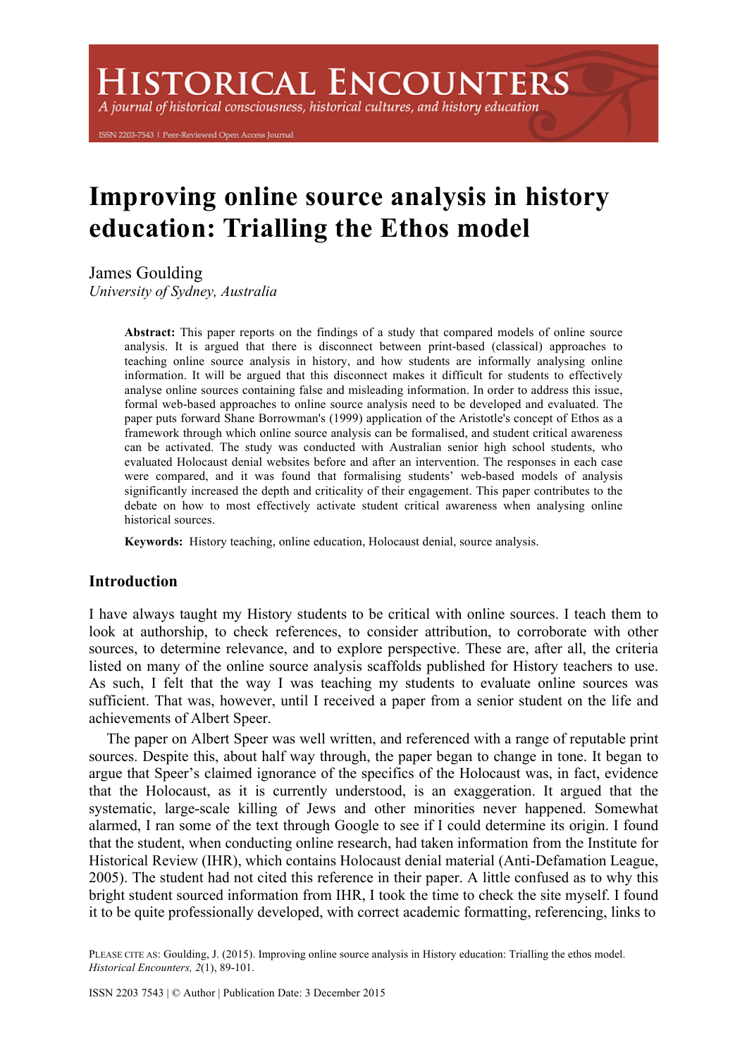# Improving online source analysis in history education: Trialling the Ethos model

James Goulding
*University of Sydney, Australia*

**Abstract:** This paper reports on the findings of a study that compared models of online source analysis. It is argued that there is disconnect between print-based (classical) approaches to teaching online source analysis in history, and how students are informally analysing online information. It will be argued that this disconnect makes it difficult for students to effectively analyse online sources containing false and misleading information. In order to address this issue, formal web-based approaches to online source analysis need to be developed and evaluated. The paper puts forward Shane Borrowman's (1999) application of the Aristotle's concept of Ethos as a framework through which online source analysis can be formalised, and student critical awareness can be activated. The study was conducted with Australian senior high school students, who evaluated Holocaust denial websites before and after an intervention. The responses in each case were compared, and it was found that formalising students' web-based models of analysis significantly increased the depth and criticality of their engagement. This paper contributes to the debate on how to most effectively activate student critical awareness when analysing online historical sources.

**Keywords:** History teaching, online education, Holocaust denial, source analysis.

## Introduction

I have always taught my History students to be critical with online sources. I teach them to look at authorship, to check references, to consider attribution, to corroborate with other sources, to determine relevance, and to explore perspective. These are, after all, the criteria listed on many of the online source analysis scaffolds published for History teachers to use. As such, I felt that the way I was teaching my students to evaluate online sources was sufficient. That was, however, until I received a paper from a senior student on the life and achievements of Albert Speer.

The paper on Albert Speer was well written, and referenced with a range of reputable print sources. Despite this, about half way through, the paper began to change in tone. It began to argue that Speer's claimed ignorance of the specifics of the Holocaust was, in fact, evidence that the Holocaust, as it is currently understood, is an exaggeration. It argued that the systematic, large-scale killing of Jews and other minorities never happened. Somewhat alarmed, I ran some of the text through Google to see if I could determine its origin. I found that the student, when conducting online research, had taken information from the Institute for Historical Review (IHR), which contains Holocaust denial material (Anti-Defamation League, 2005). The student had not cited this reference in their paper. A little confused as to why this bright student sourced information from IHR, I took the time to check the site myself. I found it to be quite professionally developed, with correct academic formatting, referencing, links to

PLEASE CITE AS: Goulding, J. (2015). Improving online source analysis in History education: Trialling the ethos model. *Historical Encounters, 2*(1), 89-101.

ISSN 2203 7543 | © Author | Publication Date: 3 December 2015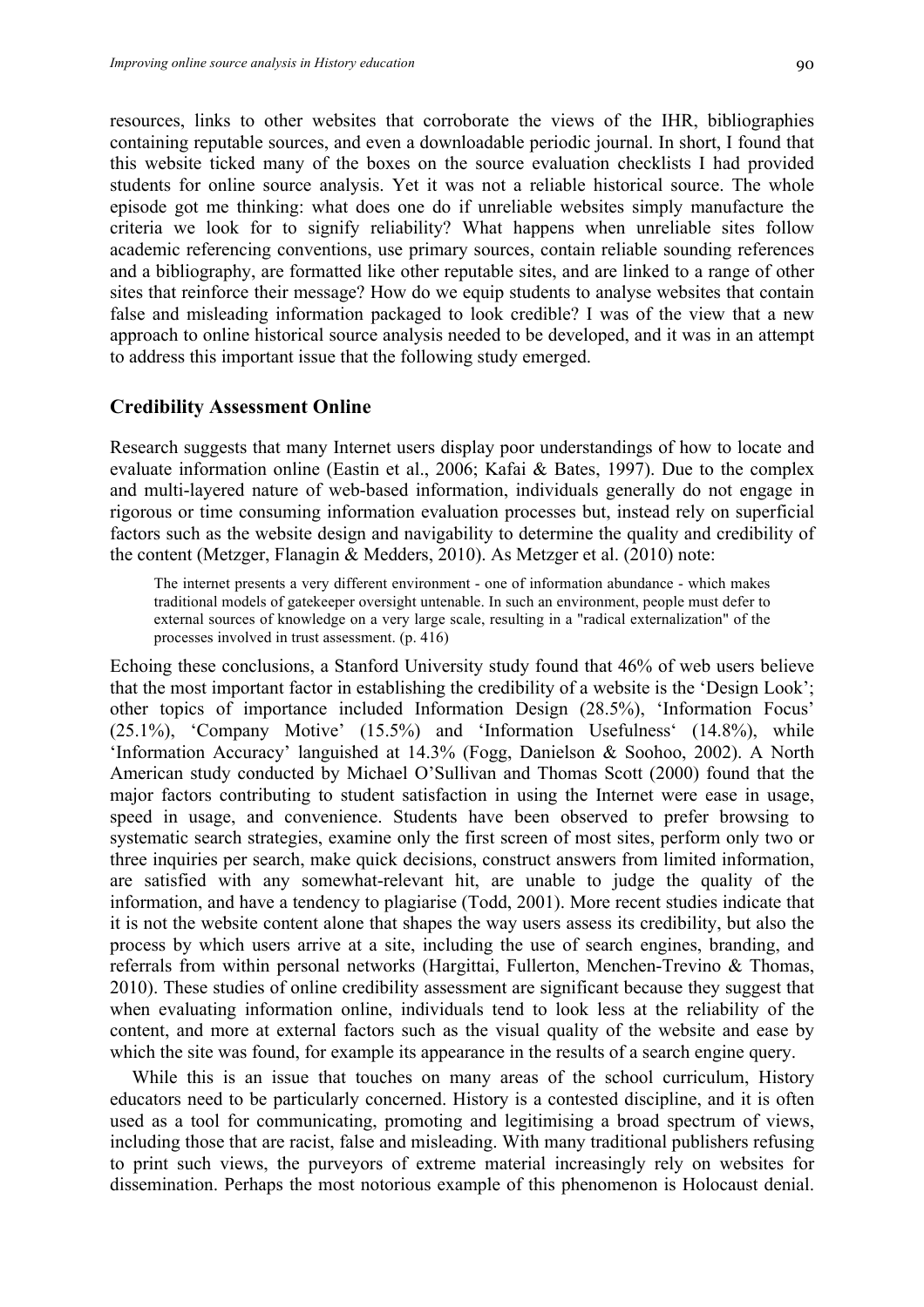resources, links to other websites that corroborate the views of the IHR, bibliographies containing reputable sources, and even a downloadable periodic journal. In short, I found that this website ticked many of the boxes on the source evaluation checklists I had provided students for online source analysis. Yet it was not a reliable historical source. The whole episode got me thinking: what does one do if unreliable websites simply manufacture the criteria we look for to signify reliability? What happens when unreliable sites follow academic referencing conventions, use primary sources, contain reliable sounding references and a bibliography, are formatted like other reputable sites, and are linked to a range of other sites that reinforce their message? How do we equip students to analyse websites that contain false and misleading information packaged to look credible? I was of the view that a new approach to online historical source analysis needed to be developed, and it was in an attempt to address this important issue that the following study emerged.

## Credibility Assessment Online

Research suggests that many Internet users display poor understandings of how to locate and evaluate information online (Eastin et al., 2006; Kafai & Bates, 1997). Due to the complex and multi-layered nature of web-based information, individuals generally do not engage in rigorous or time consuming information evaluation processes but, instead rely on superficial factors such as the website design and navigability to determine the quality and credibility of the content (Metzger, Flanagin & Medders, 2010). As Metzger et al. (2010) note:

> The internet presents a very different environment - one of information abundance - which makes traditional models of gatekeeper oversight untenable. In such an environment, people must defer to external sources of knowledge on a very large scale, resulting in a "radical externalization" of the processes involved in trust assessment. (p. 416)

Echoing these conclusions, a Stanford University study found that 46% of web users believe that the most important factor in establishing the credibility of a website is the 'Design Look'; other topics of importance included Information Design (28.5%), 'Information Focus' (25.1%), 'Company Motive' (15.5%) and 'Information Usefulness' (14.8%), while 'Information Accuracy' languished at 14.3% (Fogg, Danielson & Soohoo, 2002). A North American study conducted by Michael O'Sullivan and Thomas Scott (2000) found that the major factors contributing to student satisfaction in using the Internet were ease in usage, speed in usage, and convenience. Students have been observed to prefer browsing to systematic search strategies, examine only the first screen of most sites, perform only two or three inquiries per search, make quick decisions, construct answers from limited information, are satisfied with any somewhat-relevant hit, are unable to judge the quality of the information, and have a tendency to plagiarise (Todd, 2001). More recent studies indicate that it is not the website content alone that shapes the way users assess its credibility, but also the process by which users arrive at a site, including the use of search engines, branding, and referrals from within personal networks (Hargittai, Fullerton, Menchen-Trevino & Thomas, 2010). These studies of online credibility assessment are significant because they suggest that when evaluating information online, individuals tend to look less at the reliability of the content, and more at external factors such as the visual quality of the website and ease by which the site was found, for example its appearance in the results of a search engine query.

While this is an issue that touches on many areas of the school curriculum, History educators need to be particularly concerned. History is a contested discipline, and it is often used as a tool for communicating, promoting and legitimising a broad spectrum of views, including those that are racist, false and misleading. With many traditional publishers refusing to print such views, the purveyors of extreme material increasingly rely on websites for dissemination. Perhaps the most notorious example of this phenomenon is Holocaust denial.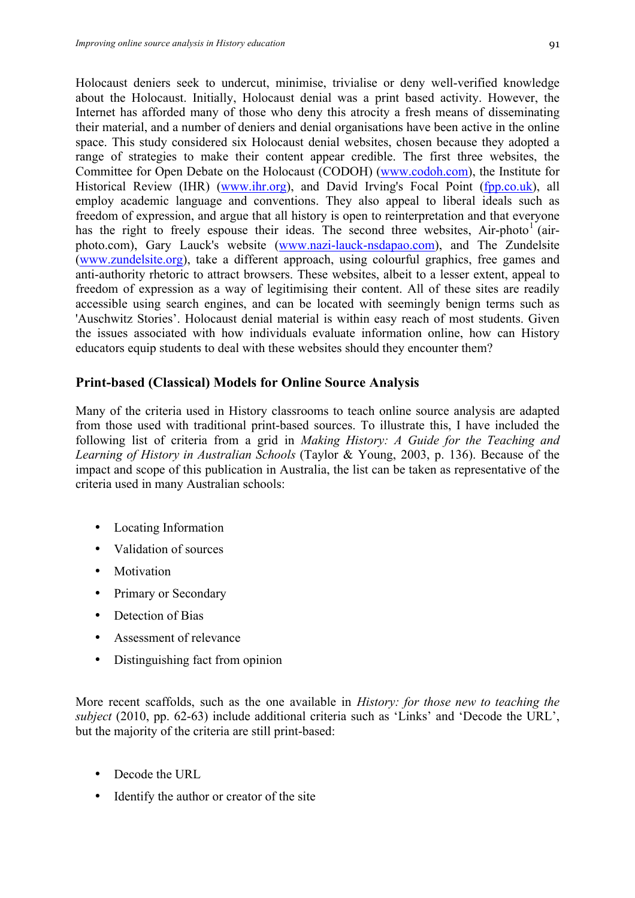Holocaust deniers seek to undercut, minimise, trivialise or deny well-verified knowledge about the Holocaust. Initially, Holocaust denial was a print based activity. However, the Internet has afforded many of those who deny this atrocity a fresh means of disseminating their material, and a number of deniers and denial organisations have been active in the online space. This study considered six Holocaust denial websites, chosen because they adopted a range of strategies to make their content appear credible. The first three websites, the Committee for Open Debate on the Holocaust (CODOH) (www.codoh.com), the Institute for Historical Review (IHR) (www.ihr.org), and David Irving's Focal Point (fpp.co.uk), all employ academic language and conventions. They also appeal to liberal ideals such as freedom of expression, and argue that all history is open to reinterpretation and that everyone has the right to freely espouse their ideas. The second three websites, Air-photo[1] (air-photo.com), Gary Lauck's website (www.nazi-lauck-nsdapao.com), and The Zundelsite (www.zundelsite.org), take a different approach, using colourful graphics, free games and anti-authority rhetoric to attract browsers. These websites, albeit to a lesser extent, appeal to freedom of expression as a way of legitimising their content. All of these sites are readily accessible using search engines, and can be located with seemingly benign terms such as 'Auschwitz Stories'. Holocaust denial material is within easy reach of most students. Given the issues associated with how individuals evaluate information online, how can History educators equip students to deal with these websites should they encounter them?

## Print-based (Classical) Models for Online Source Analysis

Many of the criteria used in History classrooms to teach online source analysis are adapted from those used with traditional print-based sources. To illustrate this, I have included the following list of criteria from a grid in *Making History: A Guide for the Teaching and Learning of History in Australian Schools* (Taylor & Young, 2003, p. 136). Because of the impact and scope of this publication in Australia, the list can be taken as representative of the criteria used in many Australian schools:

- Locating Information
- Validation of sources
- Motivation
- Primary or Secondary
- Detection of Bias
- Assessment of relevance
- Distinguishing fact from opinion

More recent scaffolds, such as the one available in *History: for those new to teaching the subject* (2010, pp. 62-63) include additional criteria such as 'Links' and 'Decode the URL', but the majority of the criteria are still print-based:

- Decode the URL
- Identify the author or creator of the site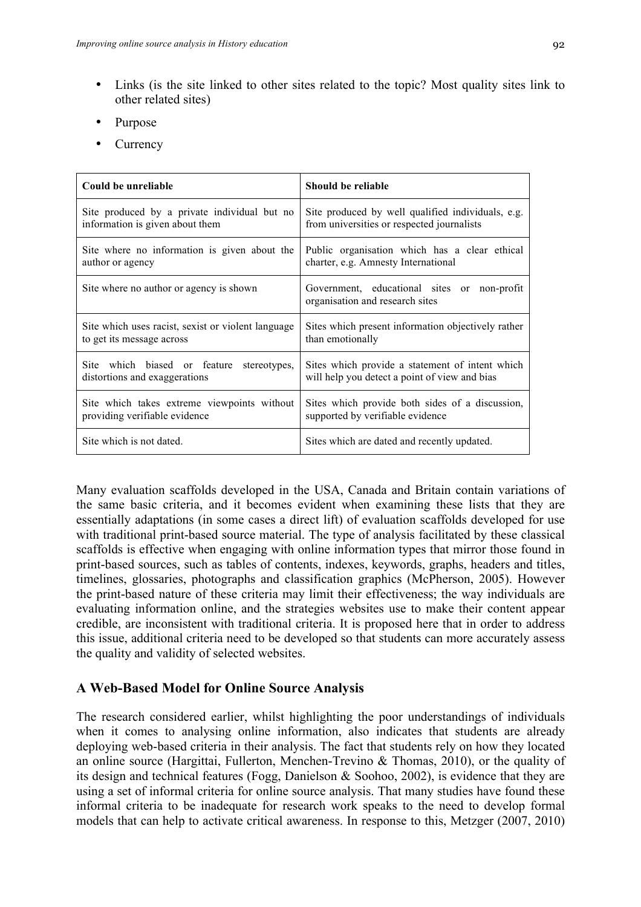- Links (is the site linked to other sites related to the topic? Most quality sites link to other related sites)
- Purpose
- Currency

| Could be unreliable | Should be reliable |
|---|---|
| Site produced by a private individual but no information is given about them | Site produced by well qualified individuals, e.g. from universities or respected journalists |
| Site where no information is given about the author or agency | Public organisation which has a clear ethical charter, e.g. Amnesty International |
| Site where no author or agency is shown | Government, educational sites or non-profit organisation and research sites |
| Site which uses racist, sexist or violent language to get its message across | Sites which present information objectively rather than emotionally |
| Site which biased or feature stereotypes, distortions and exaggerations | Sites which provide a statement of intent which will help you detect a point of view and bias |
| Site which takes extreme viewpoints without providing verifiable evidence | Sites which provide both sides of a discussion, supported by verifiable evidence |
| Site which is not dated. | Sites which are dated and recently updated. |

Many evaluation scaffolds developed in the USA, Canada and Britain contain variations of the same basic criteria, and it becomes evident when examining these lists that they are essentially adaptations (in some cases a direct lift) of evaluation scaffolds developed for use with traditional print-based source material. The type of analysis facilitated by these classical scaffolds is effective when engaging with online information types that mirror those found in print-based sources, such as tables of contents, indexes, keywords, graphs, headers and titles, timelines, glossaries, photographs and classification graphics (McPherson, 2005). However the print-based nature of these criteria may limit their effectiveness; the way individuals are evaluating information online, and the strategies websites use to make their content appear credible, are inconsistent with traditional criteria. It is proposed here that in order to address this issue, additional criteria need to be developed so that students can more accurately assess the quality and validity of selected websites.

## A Web-Based Model for Online Source Analysis

The research considered earlier, whilst highlighting the poor understandings of individuals when it comes to analysing online information, also indicates that students are already deploying web-based criteria in their analysis. The fact that students rely on how they located an online source (Hargittai, Fullerton, Menchen-Trevino & Thomas, 2010), or the quality of its design and technical features (Fogg, Danielson & Soohoo, 2002), is evidence that they are using a set of informal criteria for online source analysis. That many studies have found these informal criteria to be inadequate for research work speaks to the need to develop formal models that can help to activate critical awareness. In response to this, Metzger (2007, 2010)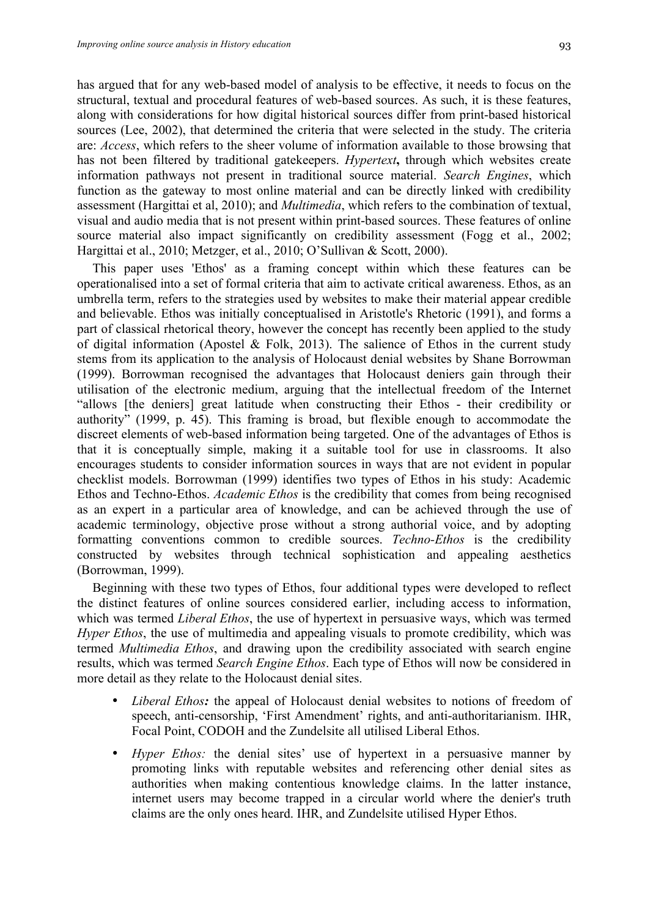has argued that for any web-based model of analysis to be effective, it needs to focus on the structural, textual and procedural features of web-based sources. As such, it is these features, along with considerations for how digital historical sources differ from print-based historical sources (Lee, 2002), that determined the criteria that were selected in the study. The criteria are: *Access*, which refers to the sheer volume of information available to those browsing that has not been filtered by traditional gatekeepers. *Hypertext***,** through which websites create information pathways not present in traditional source material. *Search Engines*, which function as the gateway to most online material and can be directly linked with credibility assessment (Hargittai et al, 2010); and *Multimedia*, which refers to the combination of textual, visual and audio media that is not present within print-based sources. These features of online source material also impact significantly on credibility assessment (Fogg et al., 2002; Hargittai et al., 2010; Metzger, et al., 2010; O'Sullivan & Scott, 2000).

This paper uses 'Ethos' as a framing concept within which these features can be operationalised into a set of formal criteria that aim to activate critical awareness. Ethos, as an umbrella term, refers to the strategies used by websites to make their material appear credible and believable. Ethos was initially conceptualised in Aristotle's Rhetoric (1991), and forms a part of classical rhetorical theory, however the concept has recently been applied to the study of digital information (Apostel & Folk, 2013). The salience of Ethos in the current study stems from its application to the analysis of Holocaust denial websites by Shane Borrowman (1999). Borrowman recognised the advantages that Holocaust deniers gain through their utilisation of the electronic medium, arguing that the intellectual freedom of the Internet "allows [the deniers] great latitude when constructing their Ethos - their credibility or authority" (1999, p. 45). This framing is broad, but flexible enough to accommodate the discreet elements of web-based information being targeted. One of the advantages of Ethos is that it is conceptually simple, making it a suitable tool for use in classrooms. It also encourages students to consider information sources in ways that are not evident in popular checklist models. Borrowman (1999) identifies two types of Ethos in his study: Academic Ethos and Techno-Ethos. *Academic Ethos* is the credibility that comes from being recognised as an expert in a particular area of knowledge, and can be achieved through the use of academic terminology, objective prose without a strong authorial voice, and by adopting formatting conventions common to credible sources. *Techno-Ethos* is the credibility constructed by websites through technical sophistication and appealing aesthetics (Borrowman, 1999).

Beginning with these two types of Ethos, four additional types were developed to reflect the distinct features of online sources considered earlier, including access to information, which was termed *Liberal Ethos*, the use of hypertext in persuasive ways, which was termed *Hyper Ethos*, the use of multimedia and appealing visuals to promote credibility, which was termed *Multimedia Ethos*, and drawing upon the credibility associated with search engine results, which was termed *Search Engine Ethos*. Each type of Ethos will now be considered in more detail as they relate to the Holocaust denial sites.

- *Liberal Ethos***:** the appeal of Holocaust denial websites to notions of freedom of speech, anti-censorship, 'First Amendment' rights, and anti-authoritarianism. IHR, Focal Point, CODOH and the Zundelsite all utilised Liberal Ethos.
- *Hyper Ethos:* the denial sites' use of hypertext in a persuasive manner by promoting links with reputable websites and referencing other denial sites as authorities when making contentious knowledge claims. In the latter instance, internet users may become trapped in a circular world where the denier's truth claims are the only ones heard. IHR, and Zundelsite utilised Hyper Ethos.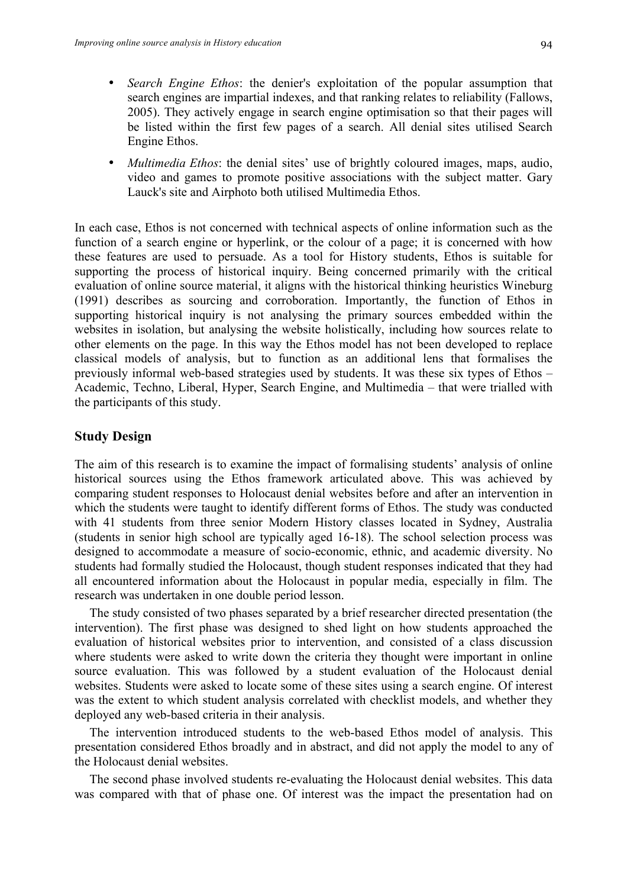- *Search Engine Ethos*: the denier's exploitation of the popular assumption that search engines are impartial indexes, and that ranking relates to reliability (Fallows, 2005). They actively engage in search engine optimisation so that their pages will be listed within the first few pages of a search. All denial sites utilised Search Engine Ethos.
- *Multimedia Ethos*: the denial sites' use of brightly coloured images, maps, audio, video and games to promote positive associations with the subject matter. Gary Lauck's site and Airphoto both utilised Multimedia Ethos.

In each case, Ethos is not concerned with technical aspects of online information such as the function of a search engine or hyperlink, or the colour of a page; it is concerned with how these features are used to persuade. As a tool for History students, Ethos is suitable for supporting the process of historical inquiry. Being concerned primarily with the critical evaluation of online source material, it aligns with the historical thinking heuristics Wineburg (1991) describes as sourcing and corroboration. Importantly, the function of Ethos in supporting historical inquiry is not analysing the primary sources embedded within the websites in isolation, but analysing the website holistically, including how sources relate to other elements on the page. In this way the Ethos model has not been developed to replace classical models of analysis, but to function as an additional lens that formalises the previously informal web-based strategies used by students. It was these six types of Ethos – Academic, Techno, Liberal, Hyper, Search Engine, and Multimedia – that were trialled with the participants of this study.

## Study Design

The aim of this research is to examine the impact of formalising students' analysis of online historical sources using the Ethos framework articulated above. This was achieved by comparing student responses to Holocaust denial websites before and after an intervention in which the students were taught to identify different forms of Ethos. The study was conducted with 41 students from three senior Modern History classes located in Sydney, Australia (students in senior high school are typically aged 16-18). The school selection process was designed to accommodate a measure of socio-economic, ethnic, and academic diversity. No students had formally studied the Holocaust, though student responses indicated that they had all encountered information about the Holocaust in popular media, especially in film. The research was undertaken in one double period lesson.

The study consisted of two phases separated by a brief researcher directed presentation (the intervention). The first phase was designed to shed light on how students approached the evaluation of historical websites prior to intervention, and consisted of a class discussion where students were asked to write down the criteria they thought were important in online source evaluation. This was followed by a student evaluation of the Holocaust denial websites. Students were asked to locate some of these sites using a search engine. Of interest was the extent to which student analysis correlated with checklist models, and whether they deployed any web-based criteria in their analysis.

The intervention introduced students to the web-based Ethos model of analysis. This presentation considered Ethos broadly and in abstract, and did not apply the model to any of the Holocaust denial websites.

The second phase involved students re-evaluating the Holocaust denial websites. This data was compared with that of phase one. Of interest was the impact the presentation had on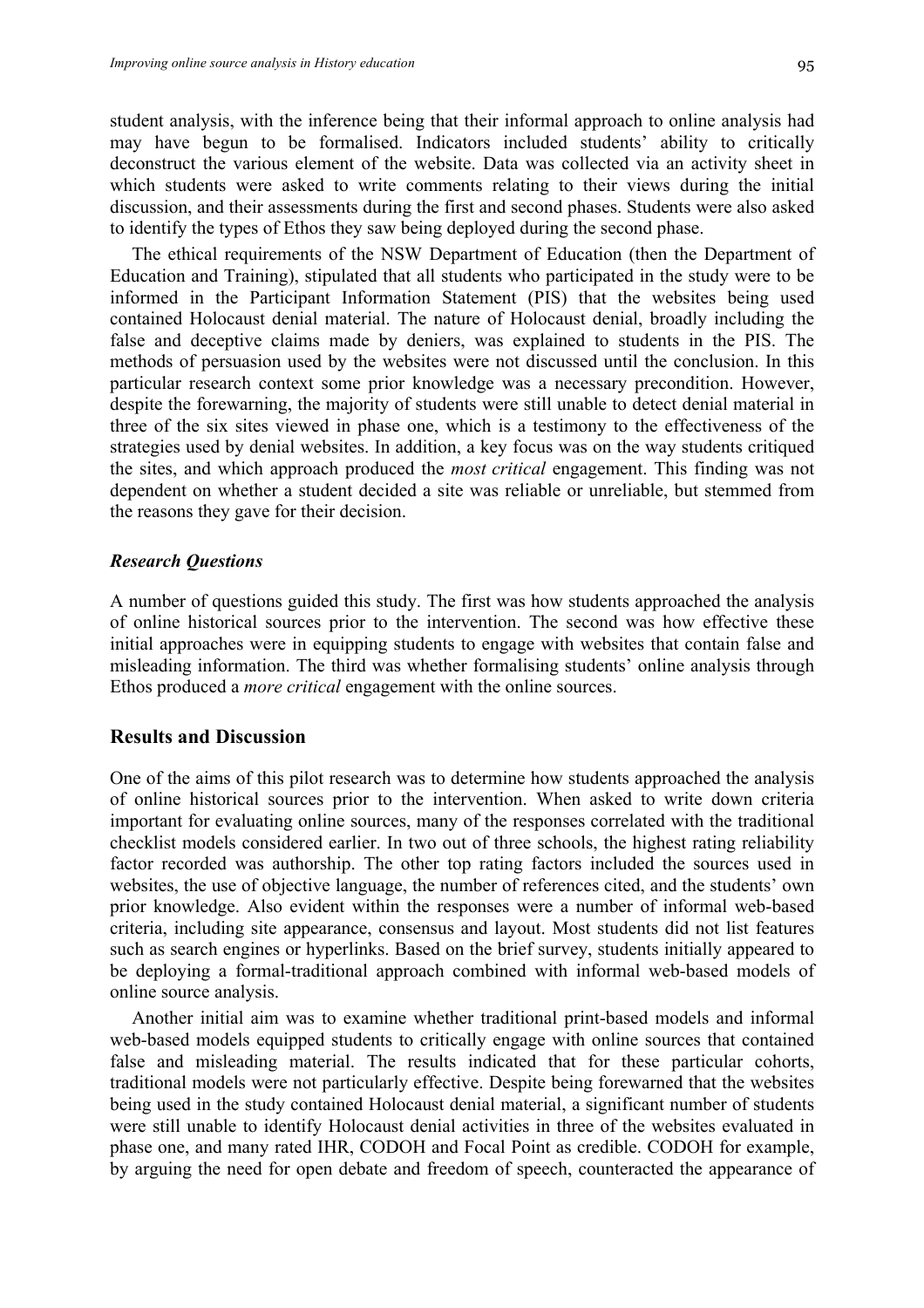student analysis, with the inference being that their informal approach to online analysis had may have begun to be formalised. Indicators included students' ability to critically deconstruct the various element of the website. Data was collected via an activity sheet in which students were asked to write comments relating to their views during the initial discussion, and their assessments during the first and second phases. Students were also asked to identify the types of Ethos they saw being deployed during the second phase.

The ethical requirements of the NSW Department of Education (then the Department of Education and Training), stipulated that all students who participated in the study were to be informed in the Participant Information Statement (PIS) that the websites being used contained Holocaust denial material. The nature of Holocaust denial, broadly including the false and deceptive claims made by deniers, was explained to students in the PIS. The methods of persuasion used by the websites were not discussed until the conclusion. In this particular research context some prior knowledge was a necessary precondition. However, despite the forewarning, the majority of students were still unable to detect denial material in three of the six sites viewed in phase one, which is a testimony to the effectiveness of the strategies used by denial websites. In addition, a key focus was on the way students critiqued the sites, and which approach produced the *most critical* engagement. This finding was not dependent on whether a student decided a site was reliable or unreliable, but stemmed from the reasons they gave for their decision.

### *Research Questions*

A number of questions guided this study. The first was how students approached the analysis of online historical sources prior to the intervention. The second was how effective these initial approaches were in equipping students to engage with websites that contain false and misleading information. The third was whether formalising students' online analysis through Ethos produced a *more critical* engagement with the online sources.

## Results and Discussion

One of the aims of this pilot research was to determine how students approached the analysis of online historical sources prior to the intervention. When asked to write down criteria important for evaluating online sources, many of the responses correlated with the traditional checklist models considered earlier. In two out of three schools, the highest rating reliability factor recorded was authorship. The other top rating factors included the sources used in websites, the use of objective language, the number of references cited, and the students' own prior knowledge. Also evident within the responses were a number of informal web-based criteria, including site appearance, consensus and layout. Most students did not list features such as search engines or hyperlinks. Based on the brief survey, students initially appeared to be deploying a formal-traditional approach combined with informal web-based models of online source analysis.

Another initial aim was to examine whether traditional print-based models and informal web-based models equipped students to critically engage with online sources that contained false and misleading material. The results indicated that for these particular cohorts, traditional models were not particularly effective. Despite being forewarned that the websites being used in the study contained Holocaust denial material, a significant number of students were still unable to identify Holocaust denial activities in three of the websites evaluated in phase one, and many rated IHR, CODOH and Focal Point as credible. CODOH for example, by arguing the need for open debate and freedom of speech, counteracted the appearance of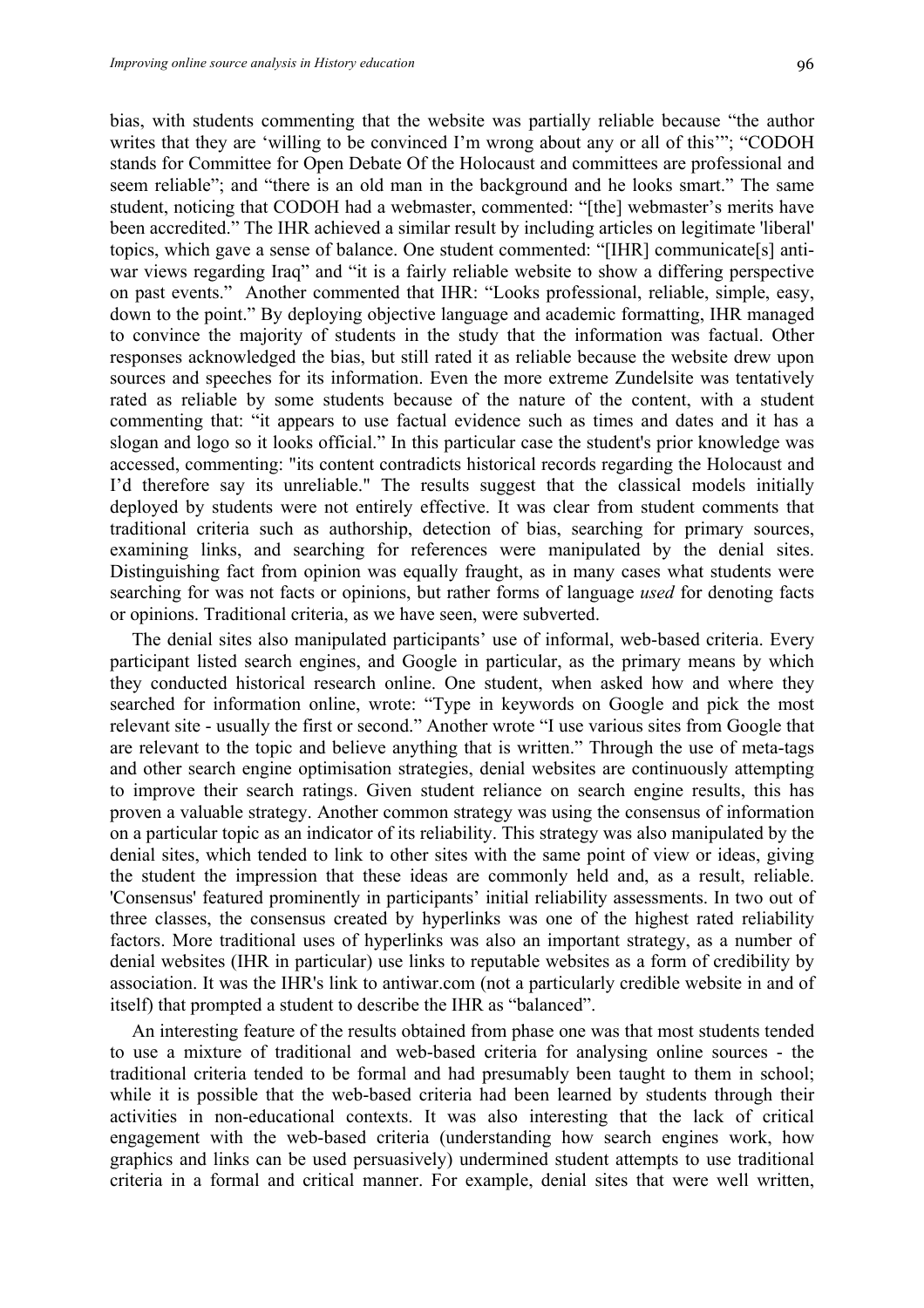bias, with students commenting that the website was partially reliable because "the author writes that they are 'willing to be convinced I'm wrong about any or all of this'"; "CODOH stands for Committee for Open Debate Of the Holocaust and committees are professional and seem reliable"; and "there is an old man in the background and he looks smart." The same student, noticing that CODOH had a webmaster, commented: "[the] webmaster's merits have been accredited." The IHR achieved a similar result by including articles on legitimate 'liberal' topics, which gave a sense of balance. One student commented: "[IHR] communicate[s] anti-war views regarding Iraq" and "it is a fairly reliable website to show a differing perspective on past events." Another commented that IHR: "Looks professional, reliable, simple, easy, down to the point." By deploying objective language and academic formatting, IHR managed to convince the majority of students in the study that the information was factual. Other responses acknowledged the bias, but still rated it as reliable because the website drew upon sources and speeches for its information. Even the more extreme Zundelsite was tentatively rated as reliable by some students because of the nature of the content, with a student commenting that: "it appears to use factual evidence such as times and dates and it has a slogan and logo so it looks official." In this particular case the student's prior knowledge was accessed, commenting: "its content contradicts historical records regarding the Holocaust and I'd therefore say its unreliable." The results suggest that the classical models initially deployed by students were not entirely effective. It was clear from student comments that traditional criteria such as authorship, detection of bias, searching for primary sources, examining links, and searching for references were manipulated by the denial sites. Distinguishing fact from opinion was equally fraught, as in many cases what students were searching for was not facts or opinions, but rather forms of language *used* for denoting facts or opinions. Traditional criteria, as we have seen, were subverted.

The denial sites also manipulated participants' use of informal, web-based criteria. Every participant listed search engines, and Google in particular, as the primary means by which they conducted historical research online. One student, when asked how and where they searched for information online, wrote: "Type in keywords on Google and pick the most relevant site - usually the first or second." Another wrote "I use various sites from Google that are relevant to the topic and believe anything that is written." Through the use of meta-tags and other search engine optimisation strategies, denial websites are continuously attempting to improve their search ratings. Given student reliance on search engine results, this has proven a valuable strategy. Another common strategy was using the consensus of information on a particular topic as an indicator of its reliability. This strategy was also manipulated by the denial sites, which tended to link to other sites with the same point of view or ideas, giving the student the impression that these ideas are commonly held and, as a result, reliable. 'Consensus' featured prominently in participants' initial reliability assessments. In two out of three classes, the consensus created by hyperlinks was one of the highest rated reliability factors. More traditional uses of hyperlinks was also an important strategy, as a number of denial websites (IHR in particular) use links to reputable websites as a form of credibility by association. It was the IHR's link to antiwar.com (not a particularly credible website in and of itself) that prompted a student to describe the IHR as "balanced".

An interesting feature of the results obtained from phase one was that most students tended to use a mixture of traditional and web-based criteria for analysing online sources - the traditional criteria tended to be formal and had presumably been taught to them in school; while it is possible that the web-based criteria had been learned by students through their activities in non-educational contexts. It was also interesting that the lack of critical engagement with the web-based criteria (understanding how search engines work, how graphics and links can be used persuasively) undermined student attempts to use traditional criteria in a formal and critical manner. For example, denial sites that were well written,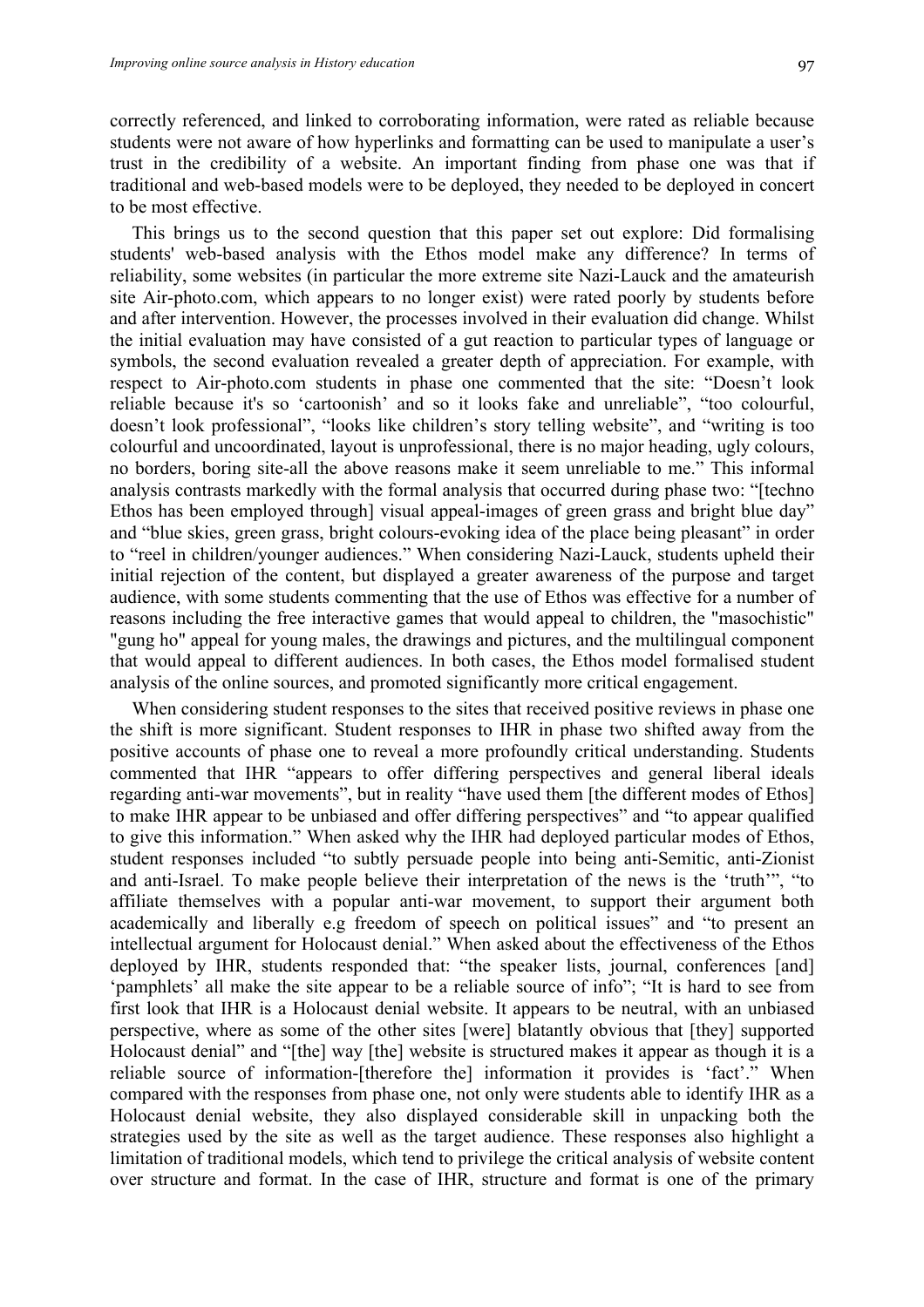correctly referenced, and linked to corroborating information, were rated as reliable because students were not aware of how hyperlinks and formatting can be used to manipulate a user's trust in the credibility of a website. An important finding from phase one was that if traditional and web-based models were to be deployed, they needed to be deployed in concert to be most effective.

This brings us to the second question that this paper set out explore: Did formalising students' web-based analysis with the Ethos model make any difference? In terms of reliability, some websites (in particular the more extreme site Nazi-Lauck and the amateurish site Air-photo.com, which appears to no longer exist) were rated poorly by students before and after intervention. However, the processes involved in their evaluation did change. Whilst the initial evaluation may have consisted of a gut reaction to particular types of language or symbols, the second evaluation revealed a greater depth of appreciation. For example, with respect to Air-photo.com students in phase one commented that the site: "Doesn't look reliable because it's so 'cartoonish' and so it looks fake and unreliable", "too colourful, doesn't look professional", "looks like children's story telling website", and "writing is too colourful and uncoordinated, layout is unprofessional, there is no major heading, ugly colours, no borders, boring site-all the above reasons make it seem unreliable to me." This informal analysis contrasts markedly with the formal analysis that occurred during phase two: "[techno Ethos has been employed through] visual appeal-images of green grass and bright blue day" and "blue skies, green grass, bright colours-evoking idea of the place being pleasant" in order to "reel in children/younger audiences." When considering Nazi-Lauck, students upheld their initial rejection of the content, but displayed a greater awareness of the purpose and target audience, with some students commenting that the use of Ethos was effective for a number of reasons including the free interactive games that would appeal to children, the "masochistic" "gung ho" appeal for young males, the drawings and pictures, and the multilingual component that would appeal to different audiences. In both cases, the Ethos model formalised student analysis of the online sources, and promoted significantly more critical engagement.

When considering student responses to the sites that received positive reviews in phase one the shift is more significant. Student responses to IHR in phase two shifted away from the positive accounts of phase one to reveal a more profoundly critical understanding. Students commented that IHR "appears to offer differing perspectives and general liberal ideals regarding anti-war movements", but in reality "have used them [the different modes of Ethos] to make IHR appear to be unbiased and offer differing perspectives" and "to appear qualified to give this information." When asked why the IHR had deployed particular modes of Ethos, student responses included "to subtly persuade people into being anti-Semitic, anti-Zionist and anti-Israel. To make people believe their interpretation of the news is the 'truth'", "to affiliate themselves with a popular anti-war movement, to support their argument both academically and liberally e.g freedom of speech on political issues" and "to present an intellectual argument for Holocaust denial." When asked about the effectiveness of the Ethos deployed by IHR, students responded that: "the speaker lists, journal, conferences [and] 'pamphlets' all make the site appear to be a reliable source of info"; "It is hard to see from first look that IHR is a Holocaust denial website. It appears to be neutral, with an unbiased perspective, where as some of the other sites [were] blatantly obvious that [they] supported Holocaust denial" and "[the] way [the] website is structured makes it appear as though it is a reliable source of information-[therefore the] information it provides is 'fact'." When compared with the responses from phase one, not only were students able to identify IHR as a Holocaust denial website, they also displayed considerable skill in unpacking both the strategies used by the site as well as the target audience. These responses also highlight a limitation of traditional models, which tend to privilege the critical analysis of website content over structure and format. In the case of IHR, structure and format is one of the primary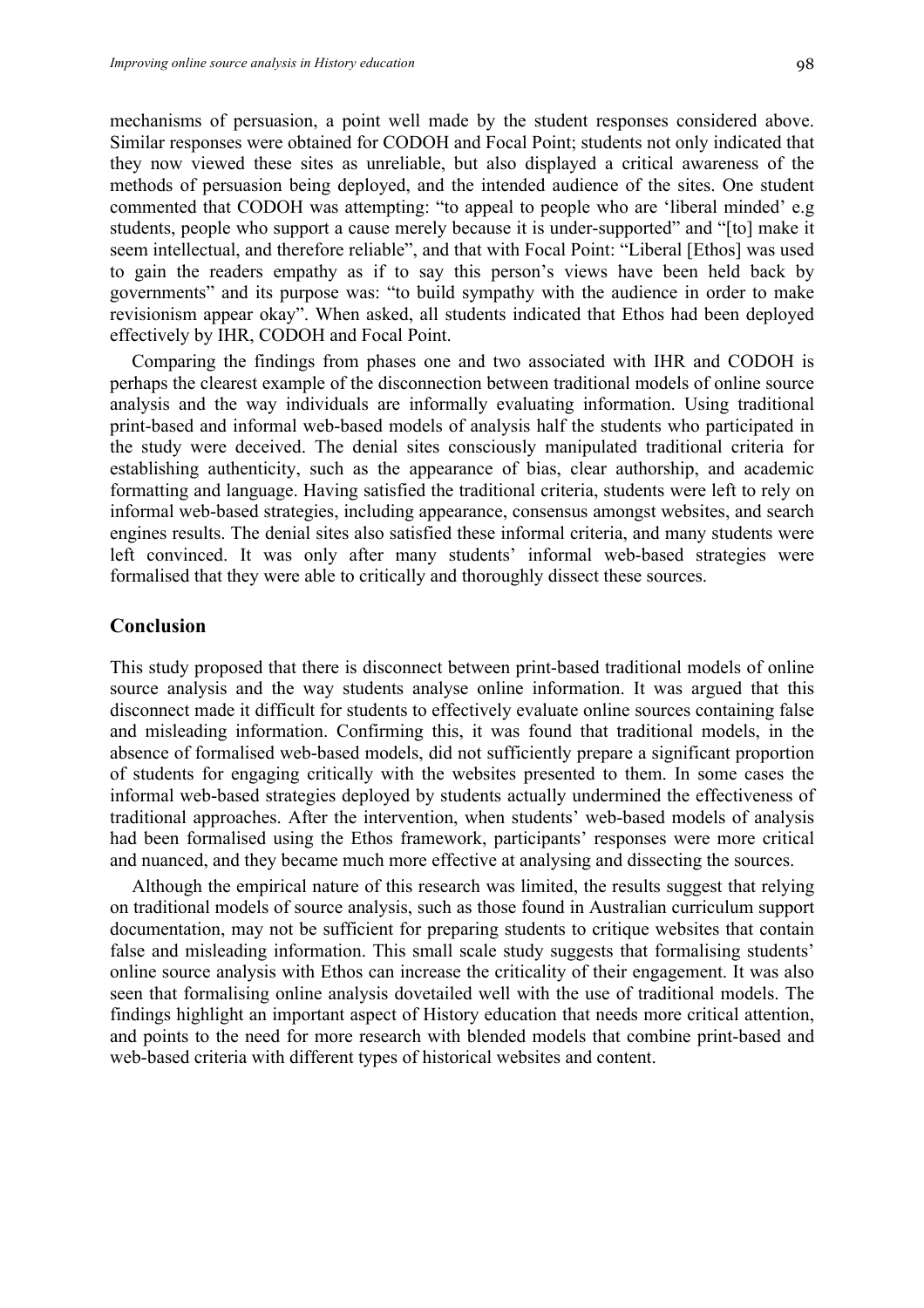mechanisms of persuasion, a point well made by the student responses considered above. Similar responses were obtained for CODOH and Focal Point; students not only indicated that they now viewed these sites as unreliable, but also displayed a critical awareness of the methods of persuasion being deployed, and the intended audience of the sites. One student commented that CODOH was attempting: "to appeal to people who are 'liberal minded' e.g students, people who support a cause merely because it is under-supported" and "[to] make it seem intellectual, and therefore reliable", and that with Focal Point: "Liberal [Ethos] was used to gain the readers empathy as if to say this person's views have been held back by governments" and its purpose was: "to build sympathy with the audience in order to make revisionism appear okay". When asked, all students indicated that Ethos had been deployed effectively by IHR, CODOH and Focal Point.

Comparing the findings from phases one and two associated with IHR and CODOH is perhaps the clearest example of the disconnection between traditional models of online source analysis and the way individuals are informally evaluating information. Using traditional print-based and informal web-based models of analysis half the students who participated in the study were deceived. The denial sites consciously manipulated traditional criteria for establishing authenticity, such as the appearance of bias, clear authorship, and academic formatting and language. Having satisfied the traditional criteria, students were left to rely on informal web-based strategies, including appearance, consensus amongst websites, and search engines results. The denial sites also satisfied these informal criteria, and many students were left convinced. It was only after many students' informal web-based strategies were formalised that they were able to critically and thoroughly dissect these sources.

## Conclusion

This study proposed that there is disconnect between print-based traditional models of online source analysis and the way students analyse online information. It was argued that this disconnect made it difficult for students to effectively evaluate online sources containing false and misleading information. Confirming this, it was found that traditional models, in the absence of formalised web-based models, did not sufficiently prepare a significant proportion of students for engaging critically with the websites presented to them. In some cases the informal web-based strategies deployed by students actually undermined the effectiveness of traditional approaches. After the intervention, when students' web-based models of analysis had been formalised using the Ethos framework, participants' responses were more critical and nuanced, and they became much more effective at analysing and dissecting the sources.

Although the empirical nature of this research was limited, the results suggest that relying on traditional models of source analysis, such as those found in Australian curriculum support documentation, may not be sufficient for preparing students to critique websites that contain false and misleading information. This small scale study suggests that formalising students' online source analysis with Ethos can increase the criticality of their engagement. It was also seen that formalising online analysis dovetailed well with the use of traditional models. The findings highlight an important aspect of History education that needs more critical attention, and points to the need for more research with blended models that combine print-based and web-based criteria with different types of historical websites and content.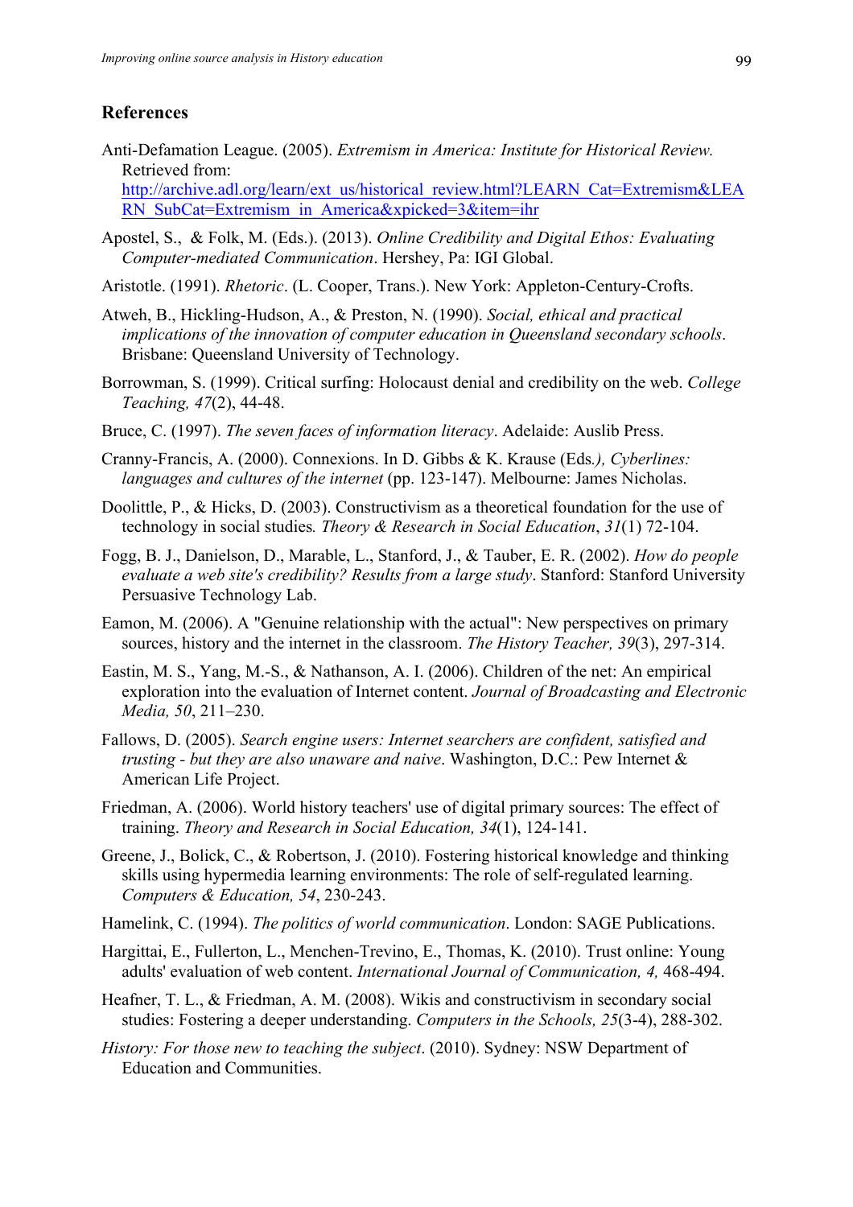## References

Anti-Defamation League. (2005). *Extremism in America: Institute for Historical Review.* Retrieved from: [http://archive.adl.org/learn/ext_us/historical_review.html?LEARN_Cat=Extremism&LEARN_SubCat=Extremism_in_America&xpicked=3&item=ihr](http://archive.adl.org/learn/ext_us/historical_review.html?LEARN_Cat=Extremism&LEARN_SubCat=Extremism_in_America&xpicked=3&item=ihr)

Apostel, S., & Folk, M. (Eds.). (2013). *Online Credibility and Digital Ethos: Evaluating Computer-mediated Communication*. Hershey, Pa: IGI Global.

Aristotle. (1991). *Rhetoric*. (L. Cooper, Trans.). New York: Appleton-Century-Crofts.

Atweh, B., Hickling-Hudson, A., & Preston, N. (1990). *Social, ethical and practical implications of the innovation of computer education in Queensland secondary schools*. Brisbane: Queensland University of Technology.

Borrowman, S. (1999). Critical surfing: Holocaust denial and credibility on the web. *College Teaching, 47*(2), 44-48.

Bruce, C. (1997). *The seven faces of information literacy*. Adelaide: Auslib Press.

Cranny-Francis, A. (2000). Connexions. In D. Gibbs & K. Krause (Eds*.), Cyberlines: languages and cultures of the internet* (pp. 123-147). Melbourne: James Nicholas.

Doolittle, P., & Hicks, D. (2003). Constructivism as a theoretical foundation for the use of technology in social studies*. Theory & Research in Social Education*, *31*(1) 72-104.

Fogg, B. J., Danielson, D., Marable, L., Stanford, J., & Tauber, E. R. (2002). *How do people evaluate a web site's credibility? Results from a large study*. Stanford: Stanford University Persuasive Technology Lab.

Eamon, M. (2006). A "Genuine relationship with the actual": New perspectives on primary sources, history and the internet in the classroom. *The History Teacher, 39*(3), 297-314.

Eastin, M. S., Yang, M.-S., & Nathanson, A. I. (2006). Children of the net: An empirical exploration into the evaluation of Internet content. *Journal of Broadcasting and Electronic Media, 50*, 211–230.

Fallows, D. (2005). *Search engine users: Internet searchers are confident, satisfied and trusting - but they are also unaware and naive*. Washington, D.C.: Pew Internet & American Life Project.

Friedman, A. (2006). World history teachers' use of digital primary sources: The effect of training. *Theory and Research in Social Education, 34*(1), 124-141.

Greene, J., Bolick, C., & Robertson, J. (2010). Fostering historical knowledge and thinking skills using hypermedia learning environments: The role of self-regulated learning. *Computers & Education, 54*, 230-243.

Hamelink, C. (1994). *The politics of world communication*. London: SAGE Publications.

Hargittai, E., Fullerton, L., Menchen-Trevino, E., Thomas, K. (2010). Trust online: Young adults' evaluation of web content. *International Journal of Communication, 4,* 468-494.

Heafner, T. L., & Friedman, A. M. (2008). Wikis and constructivism in secondary social studies: Fostering a deeper understanding. *Computers in the Schools, 25*(3-4), 288-302.

*History: For those new to teaching the subject*. (2010). Sydney: NSW Department of Education and Communities.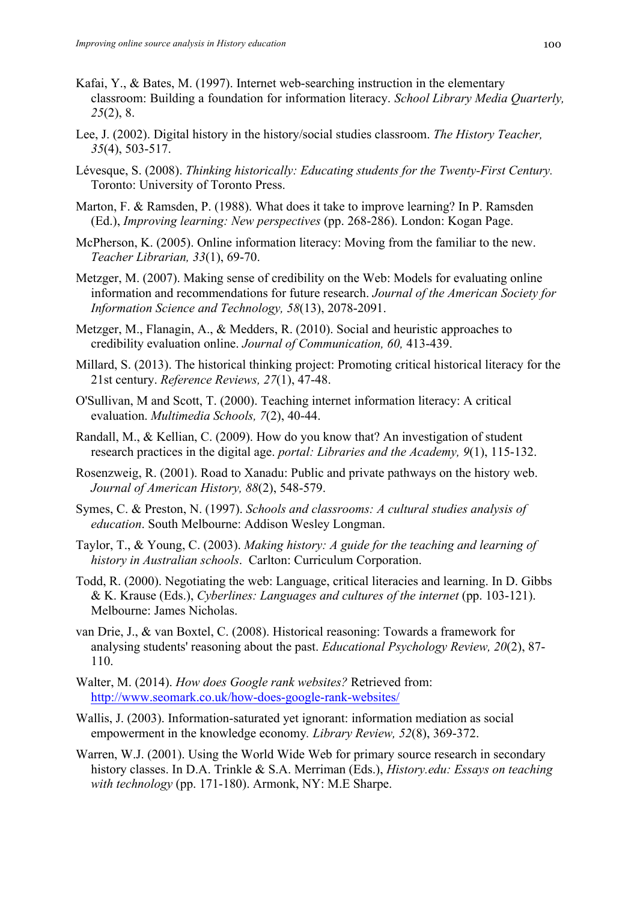Kafai, Y., & Bates, M. (1997). Internet web-searching instruction in the elementary classroom: Building a foundation for information literacy. *School Library Media Quarterly, 25*(2), 8.

Lee, J. (2002). Digital history in the history/social studies classroom. *The History Teacher, 35*(4), 503-517.

Lévesque, S. (2008). *Thinking historically: Educating students for the Twenty-First Century.* Toronto: University of Toronto Press.

Marton, F. & Ramsden, P. (1988). What does it take to improve learning? In P. Ramsden (Ed.), *Improving learning: New perspectives* (pp. 268-286). London: Kogan Page.

McPherson, K. (2005). Online information literacy: Moving from the familiar to the new. *Teacher Librarian, 33*(1), 69-70.

Metzger, M. (2007). Making sense of credibility on the Web: Models for evaluating online information and recommendations for future research. *Journal of the American Society for Information Science and Technology, 58*(13), 2078-2091.

Metzger, M., Flanagin, A., & Medders, R. (2010). Social and heuristic approaches to credibility evaluation online. *Journal of Communication, 60,* 413-439.

Millard, S. (2013). The historical thinking project: Promoting critical historical literacy for the 21st century. *Reference Reviews, 27*(1), 47-48.

O'Sullivan, M and Scott, T. (2000). Teaching internet information literacy: A critical evaluation. *Multimedia Schools, 7*(2), 40-44.

Randall, M., & Kellian, C. (2009). How do you know that? An investigation of student research practices in the digital age. *portal: Libraries and the Academy, 9*(1), 115-132.

Rosenzweig, R. (2001). Road to Xanadu: Public and private pathways on the history web. *Journal of American History, 88*(2), 548-579.

Symes, C. & Preston, N. (1997). *Schools and classrooms: A cultural studies analysis of education*. South Melbourne: Addison Wesley Longman.

Taylor, T., & Young, C. (2003). *Making history: A guide for the teaching and learning of history in Australian schools*. Carlton: Curriculum Corporation.

Todd, R. (2000). Negotiating the web: Language, critical literacies and learning. In D. Gibbs & K. Krause (Eds.), *Cyberlines: Languages and cultures of the internet* (pp. 103-121). Melbourne: James Nicholas.

van Drie, J., & van Boxtel, C. (2008). Historical reasoning: Towards a framework for analysing students' reasoning about the past. *Educational Psychology Review, 20*(2), 87-110.

Walter, M. (2014). *How does Google rank websites?* Retrieved from: http://www.seomark.co.uk/how-does-google-rank-websites/

Wallis, J. (2003). Information-saturated yet ignorant: information mediation as social empowerment in the knowledge economy*. Library Review, 52*(8), 369-372.

Warren, W.J. (2001). Using the World Wide Web for primary source research in secondary history classes. In D.A. Trinkle & S.A. Merriman (Eds.), *History.edu: Essays on teaching with technology* (pp. 171-180). Armonk, NY: M.E Sharpe.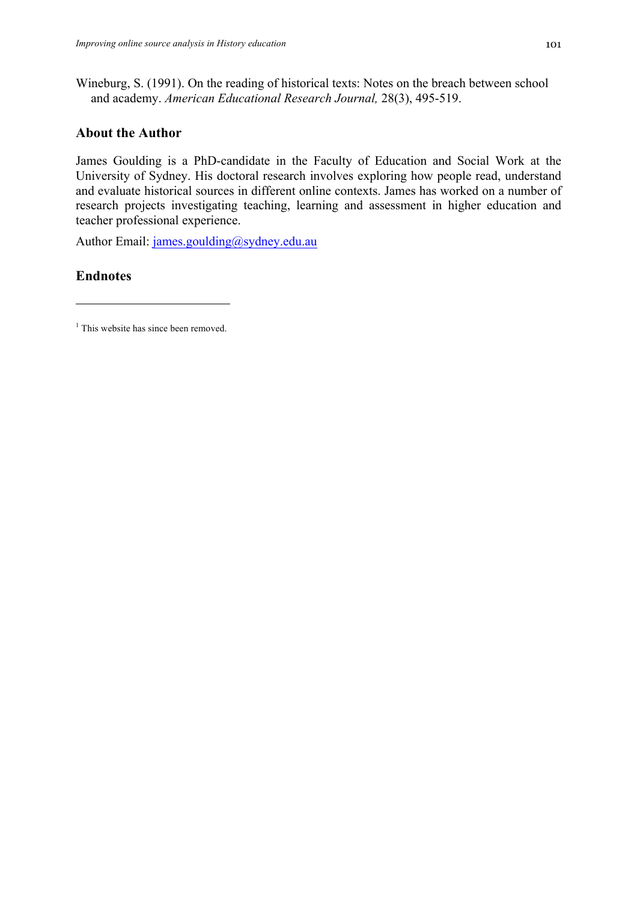Wineburg, S. (1991). On the reading of historical texts: Notes on the breach between school and academy. *American Educational Research Journal,* 28(3), 495-519.

## About the Author

James Goulding is a PhD-candidate in the Faculty of Education and Social Work at the University of Sydney. His doctoral research involves exploring how people read, understand and evaluate historical sources in different online contexts. James has worked on a number of research projects investigating teaching, learning and assessment in higher education and teacher professional experience.

Author Email: james.goulding@sydney.edu.au

## Endnotes

[1] This website has since been removed.